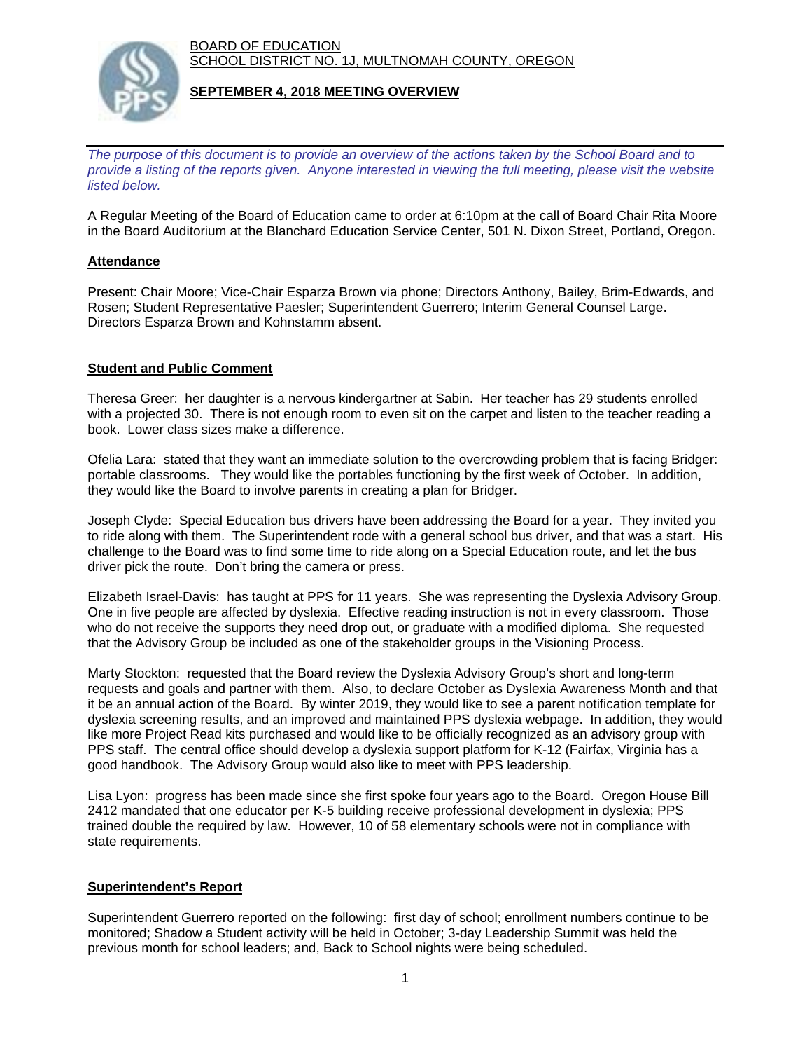BOARD OF EDUCATION
SCHOOL DISTRICT NO. 1J, MULTNOMAH COUNTY, OREGON

**SEPTEMBER 4, 2018 MEETING OVERVIEW**

*The purpose of this document is to provide an overview of the actions taken by the School Board and to provide a listing of the reports given. Anyone interested in viewing the full meeting, please visit the website listed below.*

A Regular Meeting of the Board of Education came to order at 6:10pm at the call of Board Chair Rita Moore in the Board Auditorium at the Blanchard Education Service Center, 501 N. Dixon Street, Portland, Oregon.

## Attendance

Present: Chair Moore; Vice-Chair Esparza Brown via phone; Directors Anthony, Bailey, Brim-Edwards, and Rosen; Student Representative Paesler; Superintendent Guerrero; Interim General Counsel Large. Directors Esparza Brown and Kohnstamm absent.

## Student and Public Comment

Theresa Greer: her daughter is a nervous kindergartner at Sabin. Her teacher has 29 students enrolled with a projected 30. There is not enough room to even sit on the carpet and listen to the teacher reading a book. Lower class sizes make a difference.

Ofelia Lara: stated that they want an immediate solution to the overcrowding problem that is facing Bridger: portable classrooms. They would like the portables functioning by the first week of October. In addition, they would like the Board to involve parents in creating a plan for Bridger.

Joseph Clyde: Special Education bus drivers have been addressing the Board for a year. They invited you to ride along with them. The Superintendent rode with a general school bus driver, and that was a start. His challenge to the Board was to find some time to ride along on a Special Education route, and let the bus driver pick the route. Don't bring the camera or press.

Elizabeth Israel-Davis: has taught at PPS for 11 years. She was representing the Dyslexia Advisory Group. One in five people are affected by dyslexia. Effective reading instruction is not in every classroom. Those who do not receive the supports they need drop out, or graduate with a modified diploma. She requested that the Advisory Group be included as one of the stakeholder groups in the Visioning Process.

Marty Stockton: requested that the Board review the Dyslexia Advisory Group's short and long-term requests and goals and partner with them. Also, to declare October as Dyslexia Awareness Month and that it be an annual action of the Board. By winter 2019, they would like to see a parent notification template for dyslexia screening results, and an improved and maintained PPS dyslexia webpage. In addition, they would like more Project Read kits purchased and would like to be officially recognized as an advisory group with PPS staff. The central office should develop a dyslexia support platform for K-12 (Fairfax, Virginia has a good handbook. The Advisory Group would also like to meet with PPS leadership.

Lisa Lyon: progress has been made since she first spoke four years ago to the Board. Oregon House Bill 2412 mandated that one educator per K-5 building receive professional development in dyslexia; PPS trained double the required by law. However, 10 of 58 elementary schools were not in compliance with state requirements.

## Superintendent's Report

Superintendent Guerrero reported on the following: first day of school; enrollment numbers continue to be monitored; Shadow a Student activity will be held in October; 3-day Leadership Summit was held the previous month for school leaders; and, Back to School nights were being scheduled.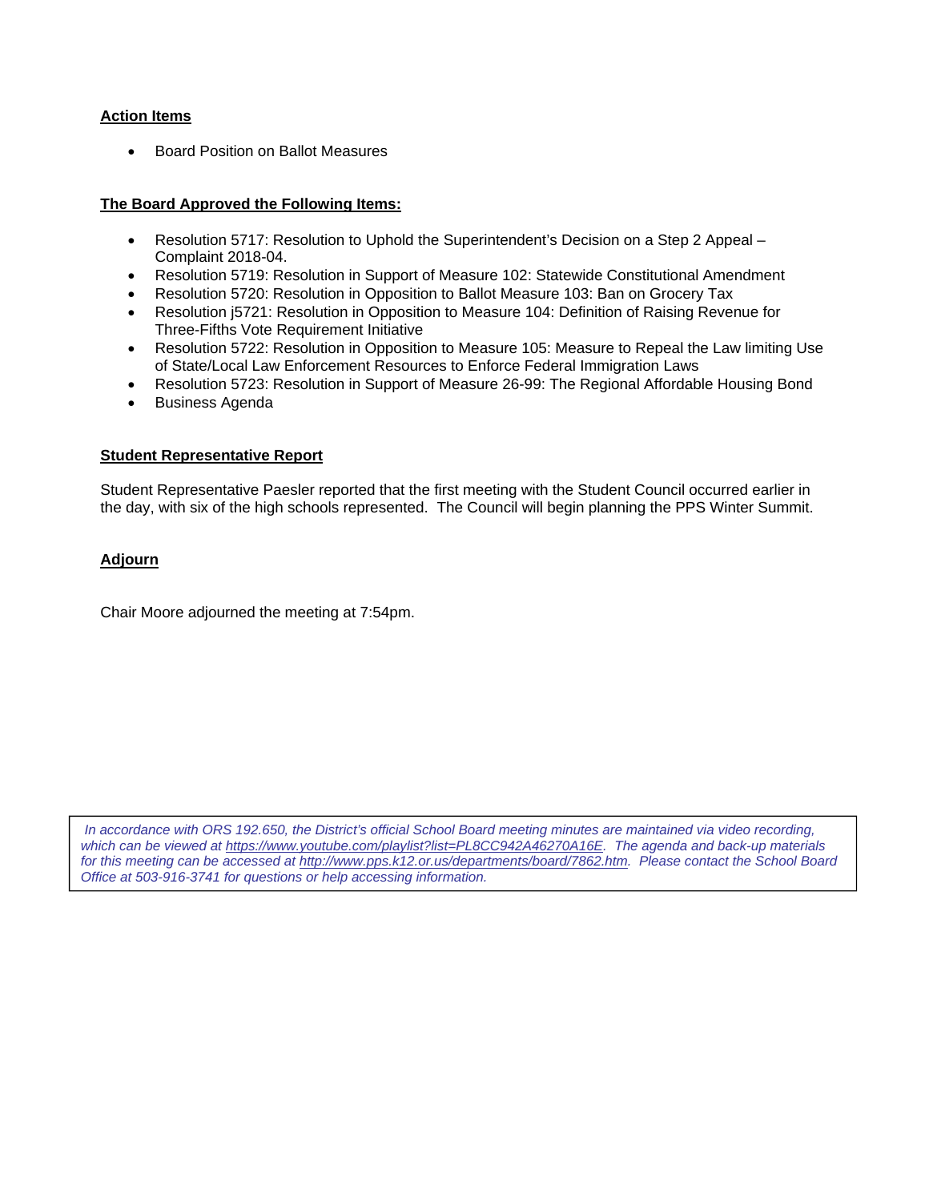**Action Items**

- Board Position on Ballot Measures

**The Board Approved the Following Items:**

- Resolution 5717: Resolution to Uphold the Superintendent's Decision on a Step 2 Appeal – Complaint 2018-04.
- Resolution 5719: Resolution in Support of Measure 102: Statewide Constitutional Amendment
- Resolution 5720: Resolution in Opposition to Ballot Measure 103: Ban on Grocery Tax
- Resolution j5721: Resolution in Opposition to Measure 104: Definition of Raising Revenue for Three-Fifths Vote Requirement Initiative
- Resolution 5722: Resolution in Opposition to Measure 105: Measure to Repeal the Law limiting Use of State/Local Law Enforcement Resources to Enforce Federal Immigration Laws
- Resolution 5723: Resolution in Support of Measure 26-99: The Regional Affordable Housing Bond
- Business Agenda

**Student Representative Report**

Student Representative Paesler reported that the first meeting with the Student Council occurred earlier in the day, with six of the high schools represented. The Council will begin planning the PPS Winter Summit.

**Adjourn**

Chair Moore adjourned the meeting at 7:54pm.

*In accordance with ORS 192.650, the District's official School Board meeting minutes are maintained via video recording, which can be viewed at https://www.youtube.com/playlist?list=PL8CC942A46270A16E. The agenda and back-up materials for this meeting can be accessed at http://www.pps.k12.or.us/departments/board/7862.htm. Please contact the School Board Office at 503-916-3741 for questions or help accessing information.*